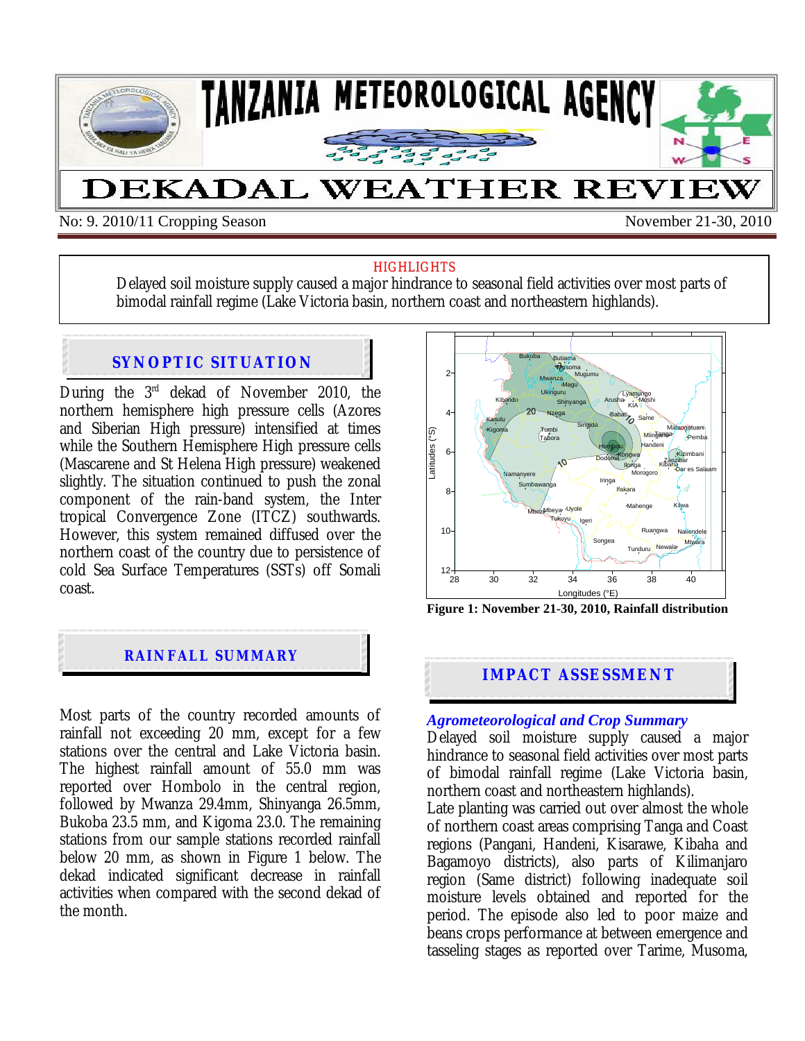# TANZANIA METEOROLOGICAL AGENCY

# DEKADAL WEATHER REVIEW

No: 9. 2010/11 Cropping Season — November 21-30, 2010

**HIGHLIGHTS**

Delayed soil moisture supply caused a major hindrance to seasonal field activities over most parts of bimodal rainfall regime (Lake Victoria basin, northern coast and northeastern highlands).

## SYNOPTIC SITUATION

During the 3rd dekad of November 2010, the northern hemisphere high pressure cells (Azores and Siberian High pressure) intensified at times while the Southern Hemisphere High pressure cells (Mascarene and St Helena High pressure) weakened slightly. The situation continued to push the zonal component of the rain-band system, the Inter tropical Convergence Zone (ITCZ) southwards. However, this system remained diffused over the northern coast of the country due to persistence of cold Sea Surface Temperatures (SSTs) off Somali coast.

## RAINFALL SUMMARY

Most parts of the country recorded amounts of rainfall not exceeding 20 mm, except for a few stations over the central and Lake Victoria basin. The highest rainfall amount of 55.0 mm was reported over Hombolo in the central region, followed by Mwanza 29.4mm, Shinyanga 26.5mm, Bukoba 23.5 mm, and Kigoma 23.0. The remaining stations from our sample stations recorded rainfall below 20 mm, as shown in Figure 1 below. The dekad indicated significant decrease in rainfall activities when compared with the second dekad of the month.

**Figure 1: November 21-30, 2010, Rainfall distribution**

## IMPACT ASSESSMENT

### *Agrometeorological and Crop Summary*

Delayed soil moisture supply caused a major hindrance to seasonal field activities over most parts of bimodal rainfall regime (Lake Victoria basin, northern coast and northeastern highlands).

Late planting was carried out over almost the whole of northern coast areas comprising Tanga and Coast regions (Pangani, Handeni, Kisarawe, Kibaha and Bagamoyo districts), also parts of Kilimanjaro region (Same district) following inadequate soil moisture levels obtained and reported for the period. The episode also led to poor maize and beans crops performance at between emergence and tasseling stages as reported over Tarime, Musoma,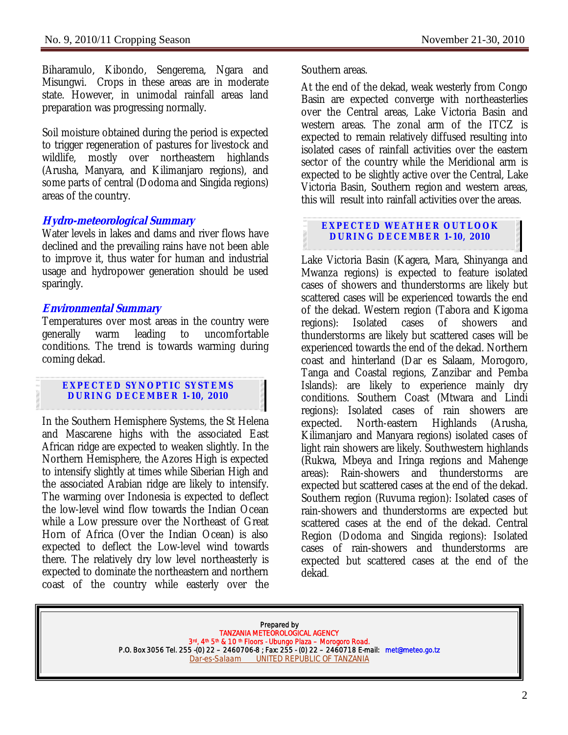Biharamulo, Kibondo, Sengerema, Ngara and Misungwi. Crops in these areas are in moderate state. However, in unimodal rainfall areas land preparation was progressing normally.

Soil moisture obtained during the period is expected to trigger regeneration of pastures for livestock and wildlife, mostly over northeastern highlands (Arusha, Manyara, and Kilimanjaro regions), and some parts of central (Dodoma and Singida regions) areas of the country.

## *Hydro-meteorological Summary*

Water levels in lakes and dams and river flows have declined and the prevailing rains have not been able to improve it, thus water for human and industrial usage and hydropower generation should be used sparingly.

## *Environmental Summary*

Temperatures over most areas in the country were generally warm leading to uncomfortable conditions. The trend is towards warming during coming dekad.

## EXPECTED SYNOPTIC SYSTEMS DURING DECEMBER 1-10, 2010

In the Southern Hemisphere Systems, the St Helena and Mascarene highs with the associated East African ridge are expected to weaken slightly. In the Northern Hemisphere, the Azores High is expected to intensify slightly at times while Siberian High and the associated Arabian ridge are likely to intensify. The warming over Indonesia is expected to deflect the low-level wind flow towards the Indian Ocean while a Low pressure over the Northeast of Great Horn of Africa (Over the Indian Ocean) is also expected to deflect the Low-level wind towards there. The relatively dry low level northeasterly is expected to dominate the northeastern and northern coast of the country while easterly over the Southern areas.

At the end of the dekad, weak westerly from Congo Basin are expected converge with northeasterlies over the Central areas, Lake Victoria Basin and western areas. The zonal arm of the ITCZ is expected to remain relatively diffused resulting into isolated cases of rainfall activities over the eastern sector of the country while the Meridional arm is expected to be slightly active over the Central, Lake Victoria Basin, Southern region and western areas, this will result into rainfall activities over the areas.

## EXPECTED WEATHER OUTLOOK DURING DECEMBER 1-10, 2010

Lake Victoria Basin (Kagera, Mara, Shinyanga and Mwanza regions) is expected to feature isolated cases of showers and thunderstorms are likely but scattered cases will be experienced towards the end of the dekad. Western region (Tabora and Kigoma regions): Isolated cases of showers and thunderstorms are likely but scattered cases will be experienced towards the end of the dekad. Northern coast and hinterland (Dar es Salaam, Morogoro, Tanga and Coastal regions, Zanzibar and Pemba Islands): are likely to experience mainly dry conditions. Southern Coast (Mtwara and Lindi regions): Isolated cases of rain showers are expected. North-eastern Highlands (Arusha, Kilimanjaro and Manyara regions) isolated cases of light rain showers are likely. Southwestern highlands (Rukwa, Mbeya and Iringa regions and Mahenge areas): Rain-showers and thunderstorms are expected but scattered cases at the end of the dekad. Southern region (Ruvuma region): Isolated cases of rain-showers and thunderstorms are expected but scattered cases at the end of the dekad. Central Region (Dodoma and Singida regions): Isolated cases of rain-showers and thunderstorms are expected but scattered cases at the end of the dekad.

Prepared by
TANZANIA METEOROLOGICAL AGENCY
3rd, 4th 5th & 10 th Floors - Ubungo Plaza – Morogoro Road.
P.O. Box 3056 Tel. 255 -(0) 22 – 2460706-8 ; Fax: 255 - (0) 22 – 2460718 E-mail: met@meteo.go.tz
Dar-es-Salaam UNITED REPUBLIC OF TANZANIA